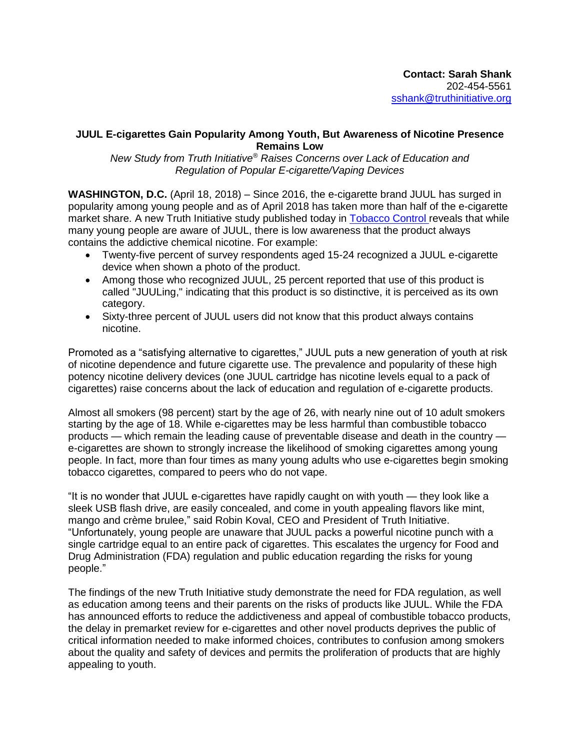**Contact: Sarah Shank**
202-454-5561
sshank@truthinitiative.org

## JUUL E-cigarettes Gain Popularity Among Youth, But Awareness of Nicotine Presence Remains Low

*New Study from Truth Initiative® Raises Concerns over Lack of Education and Regulation of Popular E-cigarette/Vaping Devices*

**WASHINGTON, D.C.** (April 18, 2018) – Since 2016, the e-cigarette brand JUUL has surged in popularity among young people and as of April 2018 has taken more than half of the e-cigarette market share. A new Truth Initiative study published today in Tobacco Control reveals that while many young people are aware of JUUL, there is low awareness that the product always contains the addictive chemical nicotine. For example:

- Twenty-five percent of survey respondents aged 15-24 recognized a JUUL e-cigarette device when shown a photo of the product.
- Among those who recognized JUUL, 25 percent reported that use of this product is called "JUULing," indicating that this product is so distinctive, it is perceived as its own category.
- Sixty-three percent of JUUL users did not know that this product always contains nicotine.

Promoted as a "satisfying alternative to cigarettes," JUUL puts a new generation of youth at risk of nicotine dependence and future cigarette use. The prevalence and popularity of these high potency nicotine delivery devices (one JUUL cartridge has nicotine levels equal to a pack of cigarettes) raise concerns about the lack of education and regulation of e-cigarette products.

Almost all smokers (98 percent) start by the age of 26, with nearly nine out of 10 adult smokers starting by the age of 18. While e-cigarettes may be less harmful than combustible tobacco products — which remain the leading cause of preventable disease and death in the country — e-cigarettes are shown to strongly increase the likelihood of smoking cigarettes among young people. In fact, more than four times as many young adults who use e-cigarettes begin smoking tobacco cigarettes, compared to peers who do not vape.

"It is no wonder that JUUL e-cigarettes have rapidly caught on with youth — they look like a sleek USB flash drive, are easily concealed, and come in youth appealing flavors like mint, mango and crème brulee," said Robin Koval, CEO and President of Truth Initiative. "Unfortunately, young people are unaware that JUUL packs a powerful nicotine punch with a single cartridge equal to an entire pack of cigarettes. This escalates the urgency for Food and Drug Administration (FDA) regulation and public education regarding the risks for young people."

The findings of the new Truth Initiative study demonstrate the need for FDA regulation, as well as education among teens and their parents on the risks of products like JUUL. While the FDA has announced efforts to reduce the addictiveness and appeal of combustible tobacco products, the delay in premarket review for e-cigarettes and other novel products deprives the public of critical information needed to make informed choices, contributes to confusion among smokers about the quality and safety of devices and permits the proliferation of products that are highly appealing to youth.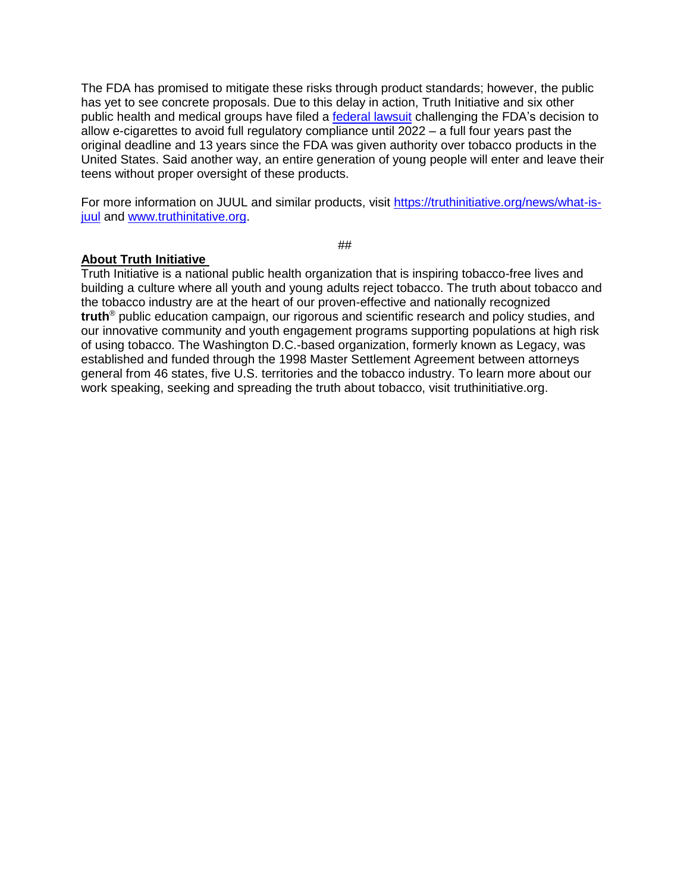The FDA has promised to mitigate these risks through product standards; however, the public has yet to see concrete proposals. Due to this delay in action, Truth Initiative and six other public health and medical groups have filed a [federal lawsuit](#) challenging the FDA's decision to allow e-cigarettes to avoid full regulatory compliance until 2022 – a full four years past the original deadline and 13 years since the FDA was given authority over tobacco products in the United States. Said another way, an entire generation of young people will enter and leave their teens without proper oversight of these products.

For more information on JUUL and similar products, visit [https://truthinitiative.org/news/what-is-juul](https://truthinitiative.org/news/what-is-juul) and [www.truthinitative.org](www.truthinitative.org).

##

**About Truth Initiative**

Truth Initiative is a national public health organization that is inspiring tobacco-free lives and building a culture where all youth and young adults reject tobacco. The truth about tobacco and the tobacco industry are at the heart of our proven-effective and nationally recognized **truth**® public education campaign, our rigorous and scientific research and policy studies, and our innovative community and youth engagement programs supporting populations at high risk of using tobacco. The Washington D.C.-based organization, formerly known as Legacy, was established and funded through the 1998 Master Settlement Agreement between attorneys general from 46 states, five U.S. territories and the tobacco industry. To learn more about our work speaking, seeking and spreading the truth about tobacco, visit truthinitiative.org.